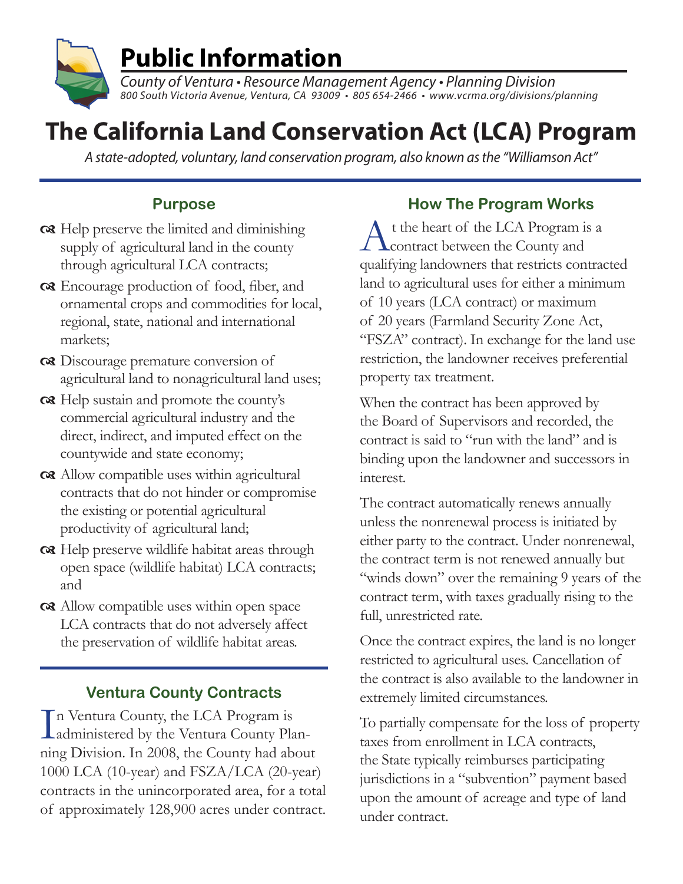# Public Information

*County of Ventura • Resource Management Agency • Planning Division*
*800 South Victoria Avenue, Ventura, CA 93009 • 805 654-2466 • www.vcrma.org/divisions/planning*

# The California Land Conservation Act (LCA) Program

*A state-adopted, voluntary, land conservation program, also known as the "Williamson Act"*

## Purpose

- Help preserve the limited and diminishing supply of agricultural land in the county through agricultural LCA contracts;
- Encourage production of food, fiber, and ornamental crops and commodities for local, regional, state, national and international markets;
- Discourage premature conversion of agricultural land to nonagricultural land uses;
- Help sustain and promote the county's commercial agricultural industry and the direct, indirect, and imputed effect on the countywide and state economy;
- Allow compatible uses within agricultural contracts that do not hinder or compromise the existing or potential agricultural productivity of agricultural land;
- Help preserve wildlife habitat areas through open space (wildlife habitat) LCA contracts; and
- Allow compatible uses within open space LCA contracts that do not adversely affect the preservation of wildlife habitat areas.

## Ventura County Contracts

In Ventura County, the LCA Program is administered by the Ventura County Planning Division. In 2008, the County had about 1000 LCA (10-year) and FSZA/LCA (20-year) contracts in the unincorporated area, for a total of approximately 128,900 acres under contract.

## How The Program Works

At the heart of the LCA Program is a contract between the County and qualifying landowners that restricts contracted land to agricultural uses for either a minimum of 10 years (LCA contract) or maximum of 20 years (Farmland Security Zone Act, "FSZA" contract). In exchange for the land use restriction, the landowner receives preferential property tax treatment.

When the contract has been approved by the Board of Supervisors and recorded, the contract is said to "run with the land" and is binding upon the landowner and successors in interest.

The contract automatically renews annually unless the nonrenewal process is initiated by either party to the contract. Under nonrenewal, the contract term is not renewed annually but "winds down" over the remaining 9 years of the contract term, with taxes gradually rising to the full, unrestricted rate.

Once the contract expires, the land is no longer restricted to agricultural uses. Cancellation of the contract is also available to the landowner in extremely limited circumstances.

To partially compensate for the loss of property taxes from enrollment in LCA contracts, the State typically reimburses participating jurisdictions in a "subvention" payment based upon the amount of acreage and type of land under contract.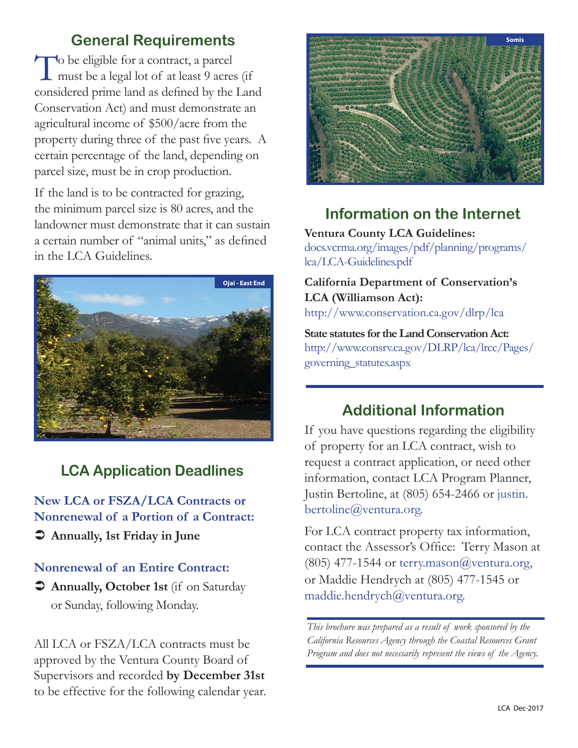## General Requirements

To be eligible for a contract, a parcel must be a legal lot of at least 9 acres (if considered prime land as defined by the Land Conservation Act) and must demonstrate an agricultural income of $500/acre from the property during three of the past five years. A certain percentage of the land, depending on parcel size, must be in crop production.

If the land is to be contracted for grazing, the minimum parcel size is 80 acres, and the landowner must demonstrate that it can sustain a certain number of "animal units," as defined in the LCA Guidelines.

Ojai - East End

## LCA Application Deadlines

**New LCA or FSZA/LCA Contracts or Nonrenewal of a Portion of a Contract:**

- **Annually, 1st Friday in June**

**Nonrenewal of an Entire Contract:**

- **Annually, October 1st** (if on Saturday or Sunday, following Monday.

All LCA or FSZA/LCA contracts must be approved by the Ventura County Board of Supervisors and recorded **by December 31st** to be effective for the following calendar year.

Somis

## Information on the Internet

**Ventura County LCA Guidelines:**
docs.vcrma.org/images/pdf/planning/programs/lca/LCA-Guidelines.pdf

**California Department of Conservation's LCA (Williamson Act):**
http://www.conservation.ca.gov/dlrp/lca

**State statutes for the Land Conservation Act:**
http://www.consrv.ca.gov/DLRP/lca/lrcc/Pages/governing_statutes.aspx

## Additional Information

If you have questions regarding the eligibility of property for an LCA contract, wish to request a contract application, or need other information, contact LCA Program Planner, Justin Bertoline, at (805) 654-2466 or justin.bertoline@ventura.org.

For LCA contract property tax information, contact the Assessor's Office: Terry Mason at (805) 477-1544 or terry.mason@ventura.org, or Maddie Hendrych at (805) 477-1545 or maddie.hendrych@ventura.org.

*This brochure was prepared as a result of work sponsored by the California Resources Agency through the Coastal Resources Grant Program and does not necessarily represent the views of the Agency.*

LCA Dec-2017